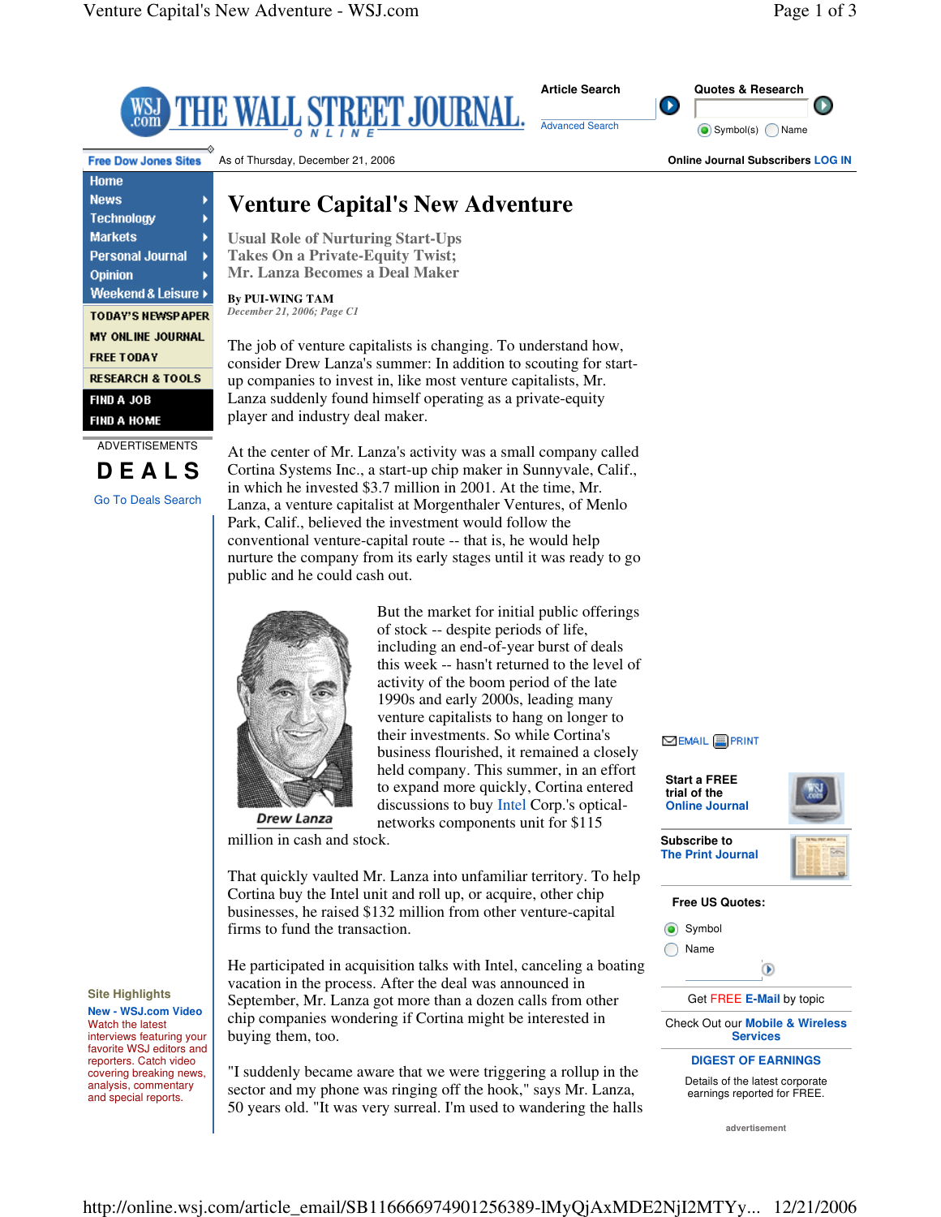# Venture Capital's New Adventure

## Usual Role of Nurturing Start-Ups Takes On a Private-Equity Twist; Mr. Lanza Becomes a Deal Maker

**By PUI-WING TAM**
*December 21, 2006; Page C1*

The job of venture capitalists is changing. To understand how, consider Drew Lanza's summer: In addition to scouting for start-up companies to invest in, like most venture capitalists, Mr. Lanza suddenly found himself operating as a private-equity player and industry deal maker.

At the center of Mr. Lanza's activity was a small company called Cortina Systems Inc., a start-up chip maker in Sunnyvale, Calif., in which he invested $3.7 million in 2001. At the time, Mr. Lanza, a venture capitalist at Morgenthaler Ventures, of Menlo Park, Calif., believed the investment would follow the conventional venture-capital route -- that is, he would help nurture the company from its early stages until it was ready to go public and he could cash out.

Drew Lanza

But the market for initial public offerings of stock -- despite periods of life, including an end-of-year burst of deals this week -- hasn't returned to the level of activity of the boom period of the late 1990s and early 2000s, leading many venture capitalists to hang on longer to their investments. So while Cortina's business flourished, it remained a closely held company. This summer, in an effort to expand more quickly, Cortina entered discussions to buy Intel Corp.'s optical-networks components unit for $115 million in cash and stock.

That quickly vaulted Mr. Lanza into unfamiliar territory. To help Cortina buy the Intel unit and roll up, or acquire, other chip businesses, he raised $132 million from other venture-capital firms to fund the transaction.

He participated in acquisition talks with Intel, canceling a boating vacation in the process. After the deal was announced in September, Mr. Lanza got more than a dozen calls from other chip companies wondering if Cortina might be interested in buying them, too.

"I suddenly became aware that we were triggering a rollup in the sector and my phone was ringing off the hook," says Mr. Lanza, 50 years old. "It was very surreal. I'm used to wandering the halls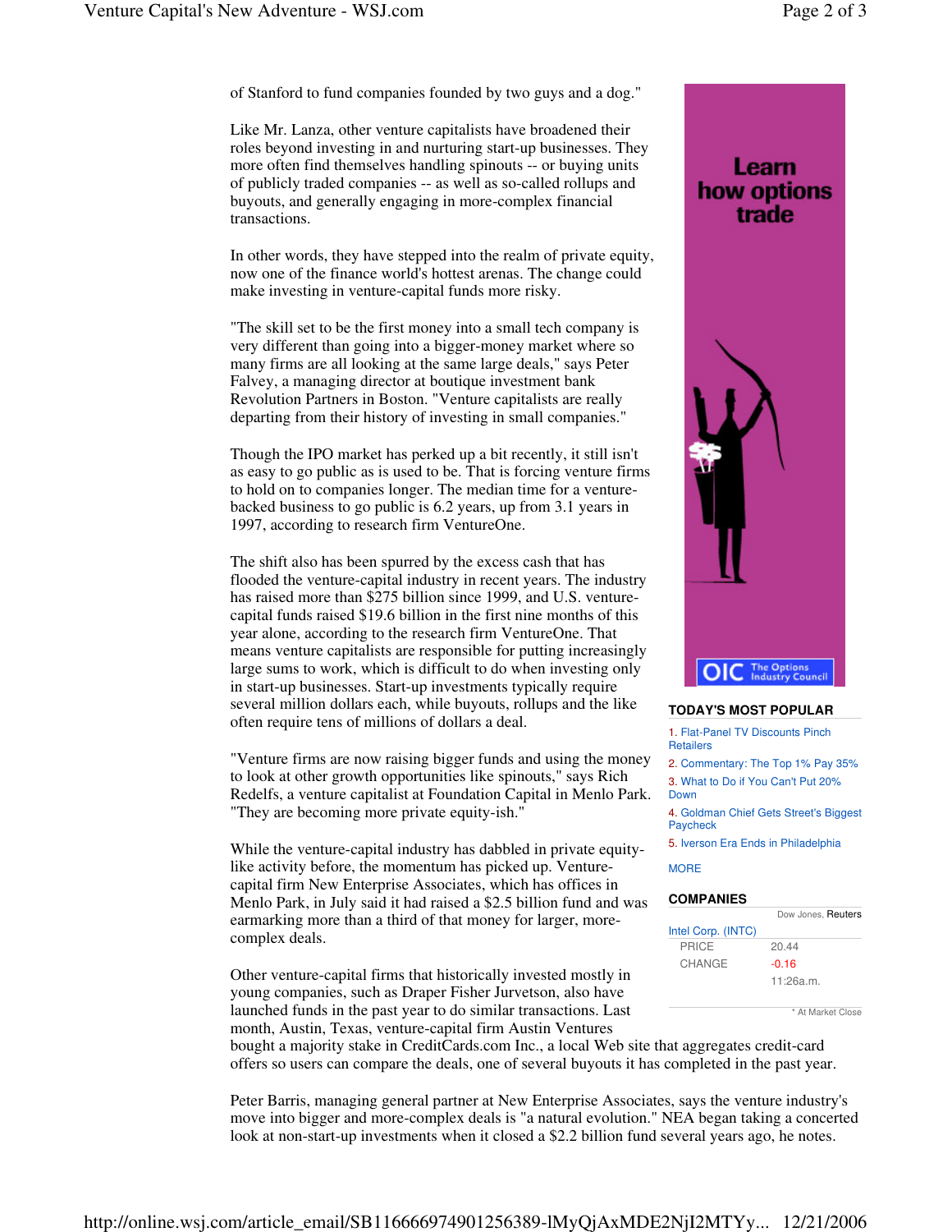of Stanford to fund companies founded by two guys and a dog."

Like Mr. Lanza, other venture capitalists have broadened their roles beyond investing in and nurturing start-up businesses. They more often find themselves handling spinouts -- or buying units of publicly traded companies -- as well as so-called rollups and buyouts, and generally engaging in more-complex financial transactions.

In other words, they have stepped into the realm of private equity, now one of the finance world's hottest arenas. The change could make investing in venture-capital funds more risky.

"The skill set to be the first money into a small tech company is very different than going into a bigger-money market where so many firms are all looking at the same large deals," says Peter Falvey, a managing director at boutique investment bank Revolution Partners in Boston. "Venture capitalists are really departing from their history of investing in small companies."

Though the IPO market has perked up a bit recently, it still isn't as easy to go public as is used to be. That is forcing venture firms to hold on to companies longer. The median time for a venture-backed business to go public is 6.2 years, up from 3.1 years in 1997, according to research firm VentureOne.

The shift also has been spurred by the excess cash that has flooded the venture-capital industry in recent years. The industry has raised more than $275 billion since 1999, and U.S. venture-capital funds raised $19.6 billion in the first nine months of this year alone, according to the research firm VentureOne. That means venture capitalists are responsible for putting increasingly large sums to work, which is difficult to do when investing only in start-up businesses. Start-up investments typically require several million dollars each, while buyouts, rollups and the like often require tens of millions of dollars a deal.

"Venture firms are now raising bigger funds and using the money to look at other growth opportunities like spinouts," says Rich Redelfs, a venture capitalist at Foundation Capital in Menlo Park. "They are becoming more private equity-ish."

While the venture-capital industry has dabbled in private equity-like activity before, the momentum has picked up. Venture-capital firm New Enterprise Associates, which has offices in Menlo Park, in July said it had raised a $2.5 billion fund and was earmarking more than a third of that money for larger, more-complex deals.

Other venture-capital firms that historically invested mostly in young companies, such as Draper Fisher Jurvetson, also have launched funds in the past year to do similar transactions. Last month, Austin, Texas, venture-capital firm Austin Ventures bought a majority stake in CreditCards.com Inc., a local Web site that aggregates credit-card offers so users can compare the deals, one of several buyouts it has completed in the past year.

Peter Barris, managing general partner at New Enterprise Associates, says the venture industry's move into bigger and more-complex deals is "a natural evolution." NEA began taking a concerted look at non-start-up investments when it closed a $2.2 billion fund several years ago, he notes.

Learn how options trade

OIC The Options Industry Council

**TODAY'S MOST POPULAR**

1. Flat-Panel TV Discounts Pinch Retailers
2. Commentary: The Top 1% Pay 35%
3. What to Do if You Can't Put 20% Down
4. Goldman Chief Gets Street's Biggest Paycheck
5. Iverson Era Ends in Philadelphia

MORE

**COMPANIES**

Dow Jones, Reuters

Intel Corp. (INTC)

| | |
|---|---|
| PRICE | 20.44 |
| CHANGE | -0.16 |
| | 11:26a.m. |

* At Market Close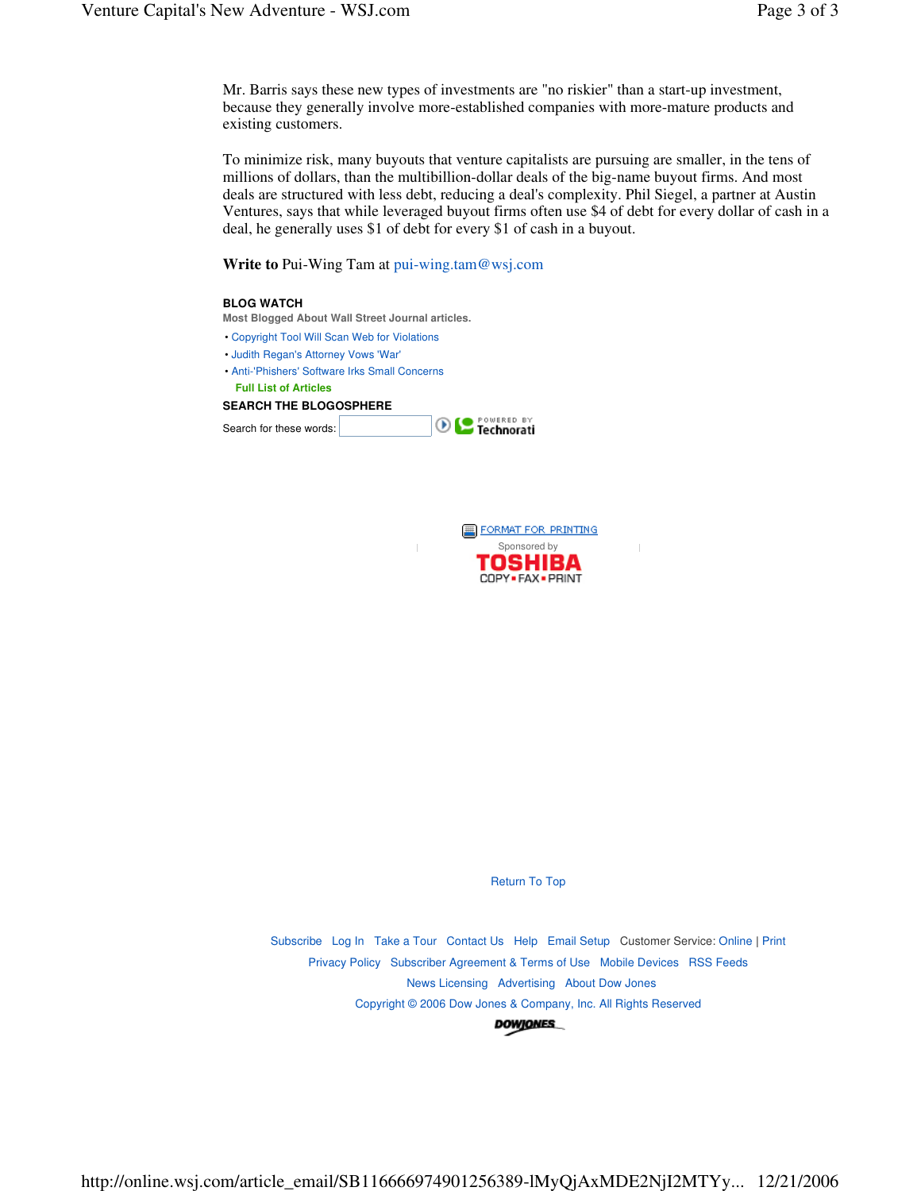Mr. Barris says these new types of investments are "no riskier" than a start-up investment, because they generally involve more-established companies with more-mature products and existing customers.

To minimize risk, many buyouts that venture capitalists are pursuing are smaller, in the tens of millions of dollars, than the multibillion-dollar deals of the big-name buyout firms. And most deals are structured with less debt, reducing a deal's complexity. Phil Siegel, a partner at Austin Ventures, says that while leveraged buyout firms often use $4 of debt for every dollar of cash in a deal, he generally uses $1 of debt for every $1 of cash in a buyout.

**Write to** Pui-Wing Tam at pui-wing.tam@wsj.com

**BLOG WATCH**

**Most Blogged About Wall Street Journal articles.**

- Copyright Tool Will Scan Web for Violations
- Judith Regan's Attorney Vows 'War'
- Anti-'Phishers' Software Irks Small Concerns

**Full List of Articles**

**SEARCH THE BLOGOSPHERE**

Search for these words:

POWERED BY Technorati

FORMAT FOR PRINTING

Sponsored by TOSHIBA COPY • FAX • PRINT

Return To Top

Subscribe Log In Take a Tour Contact Us Help Email Setup Customer Service: Online | Print

Privacy Policy Subscriber Agreement & Terms of Use Mobile Devices RSS Feeds

News Licensing Advertising About Dow Jones

Copyright © 2006 Dow Jones & Company, Inc. All Rights Reserved

DOWJONES